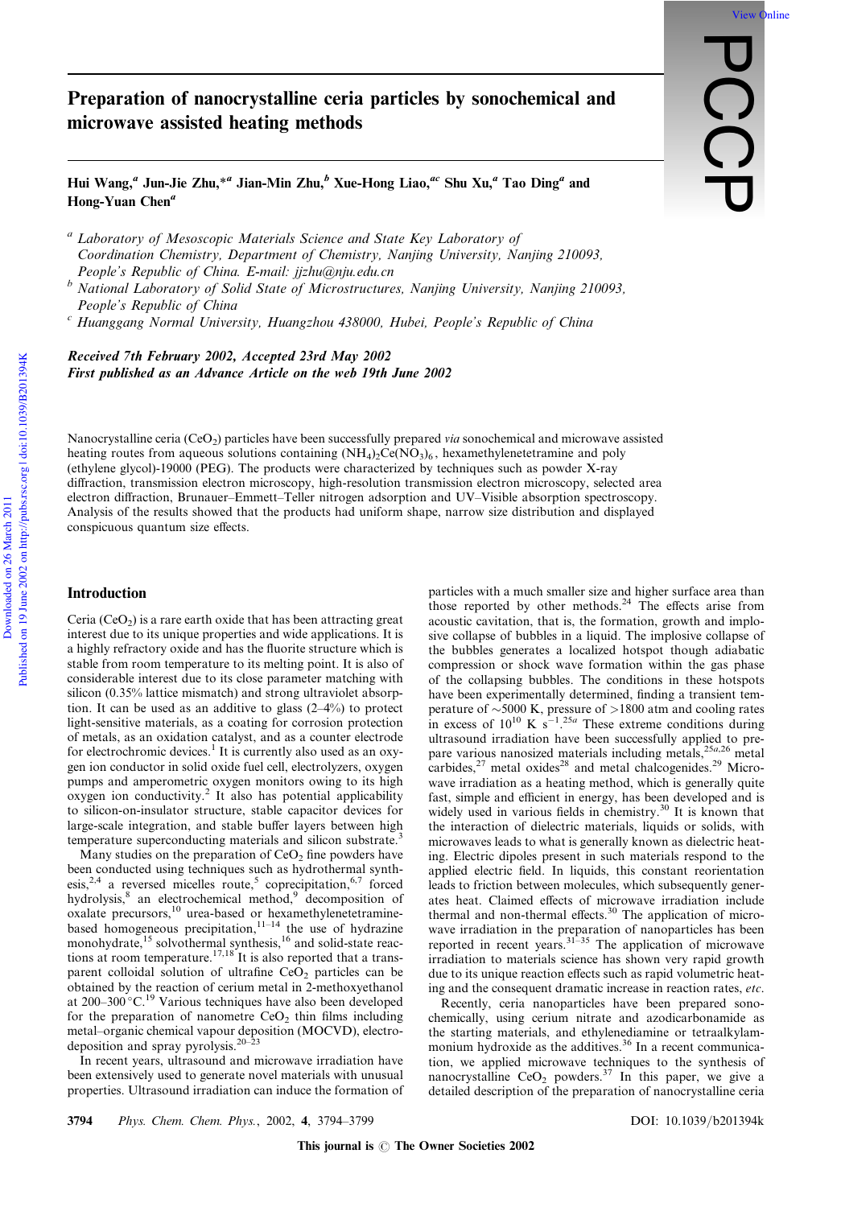# Preparation of nanocrystalline ceria particles by sonochemical and microwave assisted heating methods

**Hui Wang,[a] Jun-Jie Zhu,*[a] Jian-Min Zhu,[b] Xue-Hong Liao,[ac] Shu Xu,[a] Tao Ding[a] and Hong-Yuan Chen[a]**

[a] *Laboratory of Mesoscopic Materials Science and State Key Laboratory of Coordination Chemistry, Department of Chemistry, Nanjing University, Nanjing 210093, People's Republic of China. E-mail: jjzhu@nju.edu.cn*

[b] *National Laboratory of Solid State of Microstructures, Nanjing University, Nanjing 210093, People's Republic of China*

[c] *Huanggang Normal University, Huangzhou 438000, Hubei, People's Republic of China*

***Received 7th February 2002, Accepted 23rd May 2002***
***First published as an Advance Article on the web 19th June 2002***

Nanocrystalline ceria ($CeO_2$) particles have been successfully prepared *via* sonochemical and microwave assisted heating routes from aqueous solutions containing $(NH_4)_2Ce(NO_3)_6$, hexamethylenetetramine and poly (ethylene glycol)-19000 (PEG). The products were characterized by techniques such as powder X-ray diffraction, transmission electron microscopy, high-resolution transmission electron microscopy, selected area electron diffraction, Brunauer–Emmett–Teller nitrogen adsorption and UV–Visible absorption spectroscopy. Analysis of the results showed that the products had uniform shape, narrow size distribution and displayed conspicuous quantum size effects.

## Introduction

Ceria ($CeO_2$) is a rare earth oxide that has been attracting great interest due to its unique properties and wide applications. It is a highly refractory oxide and has the fluorite structure which is stable from room temperature to its melting point. It is also of considerable interest due to its close parameter matching with silicon (0.35% lattice mismatch) and strong ultraviolet absorption. It can be used as an additive to glass (2–4%) to protect light-sensitive materials, as a coating for corrosion protection of metals, as an oxidation catalyst, and as a counter electrode for electrochromic devices.[1] It is currently also used as an oxygen ion conductor in solid oxide fuel cell, electrolyzers, oxygen pumps and amperometric oxygen monitors owing to its high oxygen ion conductivity.[2] It also has potential applicability to silicon-on-insulator structure, stable capacitor devices for large-scale integration, and stable buffer layers between high temperature superconducting materials and silicon substrate.[3]

Many studies on the preparation of $CeO_2$ fine powders have been conducted using techniques such as hydrothermal synthesis,[2,4] a reversed micelles route,[5] coprecipitation,[6,7] forced hydrolysis,[8] an electrochemical method,[9] decomposition of oxalate precursors,[10] urea-based or hexamethylenetetramine-based homogeneous precipitation,[11–14] the use of hydrazine monohydrate,[15] solvothermal synthesis,[16] and solid-state reactions at room temperature.[17,18] It is also reported that a transparent colloidal solution of ultrafine $CeO_2$ particles can be obtained by the reaction of cerium metal in 2-methoxyethanol at 200–300 °C.[19] Various techniques have also been developed for the preparation of nanometre $CeO_2$ thin films including metal–organic chemical vapour deposition (MOCVD), electrodeposition and spray pyrolysis.[20–23]

In recent years, ultrasound and microwave irradiation have been extensively used to generate novel materials with unusual properties. Ultrasound irradiation can induce the formation of particles with a much smaller size and higher surface area than those reported by other methods.[24] The effects arise from acoustic cavitation, that is, the formation, growth and implosive collapse of bubbles in a liquid. The implosive collapse of the bubbles generates a localized hotspot though adiabatic compression or shock wave formation within the gas phase of the collapsing bubbles. The conditions in these hotspots have been experimentally determined, finding a transient temperature of ~5000 K, pressure of >1800 atm and cooling rates in excess of $10^{10}$ K $s^{-1}$.[25a] These extreme conditions during ultrasound irradiation have been successfully applied to prepare various nanosized materials including metals,[25a,26] metal carbides,[27] metal oxides[28] and metal chalcogenides.[29] Microwave irradiation as a heating method, which is generally quite fast, simple and efficient in energy, has been developed and is widely used in various fields in chemistry.[30] It is known that the interaction of dielectric materials, liquids or solids, with microwaves leads to what is generally known as dielectric heating. Electric dipoles present in such materials respond to the applied electric field. In liquids, this constant reorientation leads to friction between molecules, which subsequently generates heat. Claimed effects of microwave irradiation include thermal and non-thermal effects.[30] The application of microwave irradiation in the preparation of nanoparticles has been reported in recent years.[31–35] The application of microwave irradiation to materials science has shown very rapid growth due to its unique reaction effects such as rapid volumetric heating and the consequent dramatic increase in reaction rates, *etc*.

Recently, ceria nanoparticles have been prepared sonochemically, using cerium nitrate and azodicarbonamide as the starting materials, and ethylenediamine or tetraalkylammonium hydroxide as the additives.[36] In a recent communication, we applied microwave techniques to the synthesis of nanocrystalline $CeO_2$ powders.[37] In this paper, we give a detailed description of the preparation of nanocrystalline ceria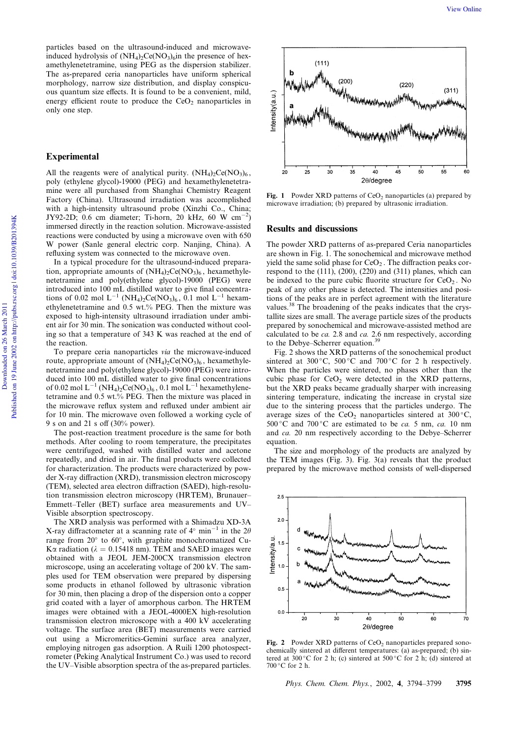particles based on the ultrasound-induced and microwave-induced hydrolysis of $(NH_4)_2Ce(NO_3)_6$in the presence of hexamethylenetetramine, using PEG as the dispersion stabilizer. The as-prepared ceria nanoparticles have uniform spherical morphology, narrow size distribution, and display conspicuous quantum size effects. It is found to be a convenient, mild, energy efficient route to produce the $CeO_2$ nanoparticles in only one step.

## Experimental

All the reagents were of analytical purity. $(NH_4)_2Ce(NO_3)_6$, poly (ethylene glycol)-19000 (PEG) and hexamethylenetetramine were all purchased from Shanghai Chemistry Reagent Factory (China). Ultrasound irradiation was accomplished with a high-intensity ultrasound probe (Xinzhi Co., China; JY92-2D; 0.6 cm diameter; Ti-horn, 20 kHz, 60 W $cm^{-2}$) immersed directly in the reaction solution. Microwave-assisted reactions were conducted by using a microwave oven with 650 W power (Sanle general electric corp. Nanjing, China). A refluxing system was connected to the microwave oven.

In a typical procedure for the ultrasound-induced preparation, appropriate amounts of $(NH_4)_2Ce(NO_3)_6$, hexamethylenetetramine and poly(ethylene glycol)-19000 (PEG) were introduced into 100 mL distilled water to give final concentrations of 0.02 mol $L^{-1}$ $(NH_4)_2Ce(NO_3)_6$, 0.1 mol $L^{-1}$ hexamethylenetetramine and 0.5 wt.% PEG. Then the mixture was exposed to high-intensity ultrasound irradiation under ambient air for 30 min. The sonication was conducted without cooling so that a temperature of 343 K was reached at the end of the reaction.

To prepare ceria nanoparticles *via* the microwave-induced route, appropriate amount of $(NH_4)_2Ce(NO_3)_6$, hexamethylenetetramine and poly(ethylene glycol)-19000 (PEG) were introduced into 100 mL distilled water to give final concentrations of 0.02 mol $L^{-1}$ $(NH_4)_2Ce(NO_3)_6$, 0.1 mol $L^{-1}$ hexamethylenetetramine and 0.5 wt.% PEG. Then the mixture was placed in the microwave reflux system and refluxed under ambient air for 10 min. The microwave oven followed a working cycle of 9 s on and 21 s off (30% power).

The post-reaction treatment procedure is the same for both methods. After cooling to room temperature, the precipitates were centrifuged, washed with distilled water and acetone repeatedly, and dried in air. The final products were collected for characterization. The products were characterized by powder X-ray diffraction (XRD), transmission electron microscopy (TEM), selected area electron diffraction (SAED), high-resolution transmission electron microscopy (HRTEM), Brunauer–Emmett–Teller (BET) surface area measurements and UV–Visible absorption spectroscopy.

The XRD analysis was performed with a Shimadzu XD-3A X-ray diffractometer at a scanning rate of 4° $min^{-1}$ in the $2\theta$ range from 20° to 60°, with graphite monochromatized Cu-K$\alpha$ radiation ($\lambda$ = 0.15418 nm). TEM and SAED images were obtained with a JEOL JEM-200CX transmission electron microscope, using an accelerating voltage of 200 kV. The samples used for TEM observation were prepared by dispersing some products in ethanol followed by ultrasonic vibration for 30 min, then placing a drop of the dispersion onto a copper grid coated with a layer of amorphous carbon. The HRTEM images were obtained with a JEOL-4000EX high-resolution transmission electron microscope with a 400 kV accelerating voltage. The surface area (BET) measurements were carried out using a Micromeritics-Gemini surface area analyzer, employing nitrogen gas adsorption. A Ruili 1200 photospectrometer (Peking Analytical Instrument Co.) was used to record the UV–Visible absorption spectra of the as-prepared particles.

Fig. 1 Powder XRD patterns of $CeO_2$ nanoparticles (a) prepared by microwave irradiation; (b) prepared by ultrasonic irradiation.

## Results and discussions

The powder XRD patterns of as-prepared Ceria nanoparticles are shown in Fig. 1. The sonochemical and microwave method yield the same solid phase for $CeO_2$. The diffraction peaks correspond to the (111), (200), (220) and (311) planes, which can be indexed to the pure cubic fluorite structure for $CeO_2$. No peak of any other phase is detected. The intensities and positions of the peaks are in perfect agreement with the literature values.[38] The broadening of the peaks indicates that the crystallite sizes are small. The average particle sizes of the products prepared by sonochemical and microwave-assisted method are calculated to be *ca.* 2.8 and *ca.* 2.6 nm respectively, according to the Debye–Scherrer equation.[39]

Fig. 2 shows the XRD patterns of the sonochemical product sintered at 300 °C, 500 °C and 700 °C for 2 h respectively. When the particles were sintered, no phases other than the cubic phase for $CeO_2$ were detected in the XRD patterns, but the XRD peaks became gradually sharper with increasing sintering temperature, indicating the increase in crystal size due to the sintering process that the particles undergo. The average sizes of the $CeO_2$ nanoparticles sintered at 300 °C, 500 °C and 700 °C are estimated to be *ca.* 5 nm, *ca.* 10 nm and *ca.* 20 nm respectively according to the Debye–Scherrer equation.

The size and morphology of the products are analyzed by the TEM images (Fig. 3). Fig. 3(a) reveals that the product prepared by the microwave method consists of well-dispersed

Fig. 2 Powder XRD patterns of $CeO_2$ nanoparticles prepared sonochemically sintered at different temperatures: (a) as-prepared; (b) sintered at 300 °C for 2 h; (c) sintered at 500 °C for 2 h; (d) sintered at 700 °C for 2 h.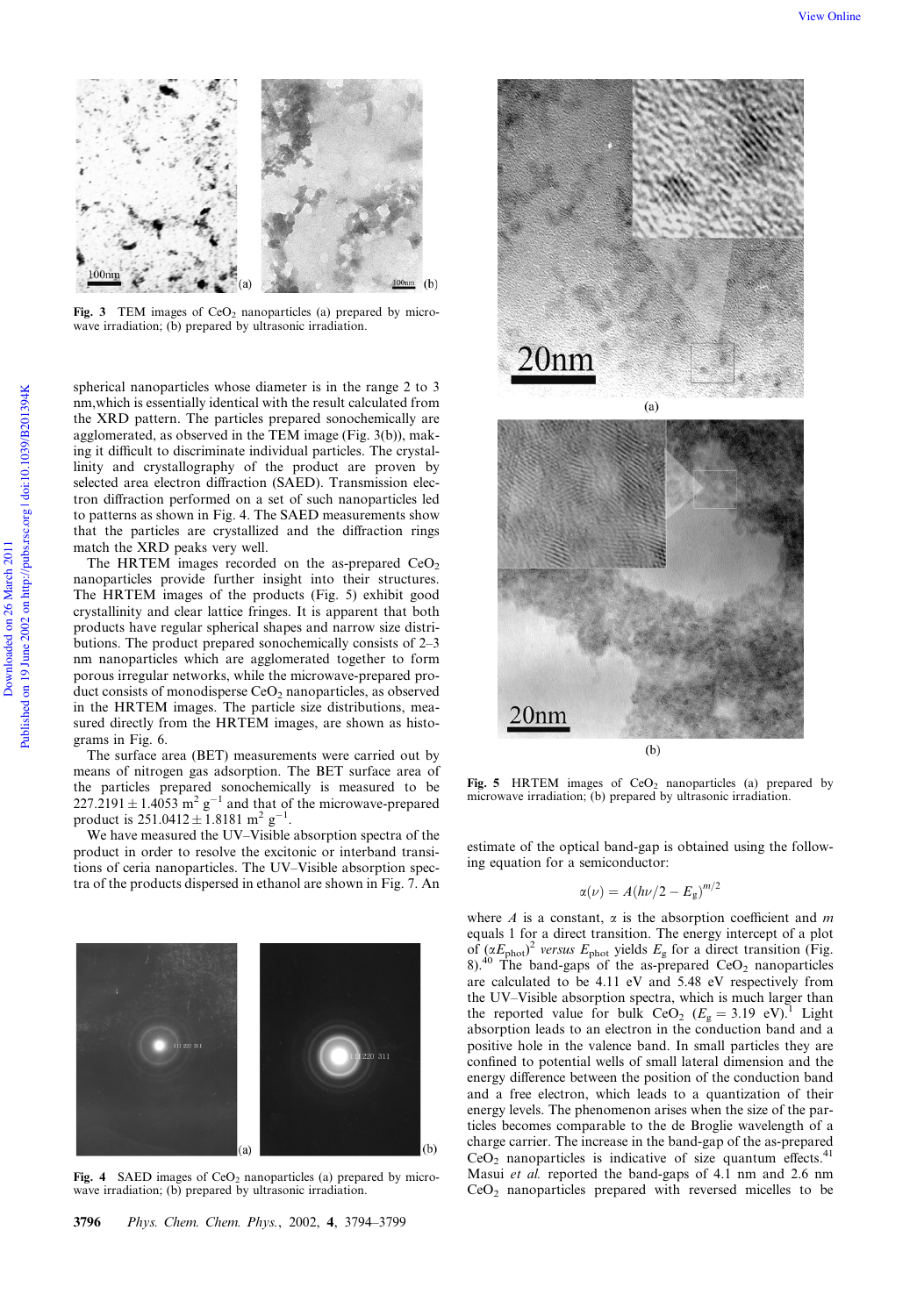Fig. 3 TEM images of $CeO_2$ nanoparticles (a) prepared by microwave irradiation; (b) prepared by ultrasonic irradiation.

spherical nanoparticles whose diameter is in the range 2 to 3 nm,which is essentially identical with the result calculated from the XRD pattern. The particles prepared sonochemically are agglomerated, as observed in the TEM image (Fig. 3(b)), making it difficult to discriminate individual particles. The crystallinity and crystallography of the product are proven by selected area electron diffraction (SAED). Transmission electron diffraction performed on a set of such nanoparticles led to patterns as shown in Fig. 4. The SAED measurements show that the particles are crystallized and the diffraction rings match the XRD peaks very well.

The HRTEM images recorded on the as-prepared $CeO_2$ nanoparticles provide further insight into their structures. The HRTEM images of the products (Fig. 5) exhibit good crystallinity and clear lattice fringes. It is apparent that both products have regular spherical shapes and narrow size distributions. The product prepared sonochemically consists of 2–3 nm nanoparticles which are agglomerated together to form porous irregular networks, while the microwave-prepared product consists of monodisperse $CeO_2$ nanoparticles, as observed in the HRTEM images. The particle size distributions, measured directly from the HRTEM images, are shown as histograms in Fig. 6.

The surface area (BET) measurements were carried out by means of nitrogen gas adsorption. The BET surface area of the particles prepared sonochemically is measured to be $227.2191 \pm 1.4053$ $m^2$ $g^{-1}$ and that of the microwave-prepared product is $251.0412 \pm 1.8181$ $m^2$ $g^{-1}$.

We have measured the UV–Visible absorption spectra of the product in order to resolve the excitonic or interband transitions of ceria nanoparticles. The UV–Visible absorption spectra of the products dispersed in ethanol are shown in Fig. 7. An estimate of the optical band-gap is obtained using the following equation for a semiconductor:

$$\alpha(\nu) = A(h\nu/2 - E_g)^{m/2}$$

where $A$ is a constant, $\alpha$ is the absorption coefficient and $m$ equals 1 for a direct transition. The energy intercept of a plot of $(\alpha E_{phot})^2$ *versus* $E_{phot}$ yields $E_g$ for a direct transition (Fig. 8).[40] The band-gaps of the as-prepared $CeO_2$ nanoparticles are calculated to be 4.11 eV and 5.48 eV respectively from the UV–Visible absorption spectra, which is much larger than the reported value for bulk $CeO_2$ ($E_g = 3.19$ eV).[1] Light absorption leads to an electron in the conduction band and a positive hole in the valence band. In small particles they are confined to potential wells of small lateral dimension and the energy difference between the position of the conduction band and a free electron, which leads to a quantization of their energy levels. The phenomenon arises when the size of the particles becomes comparable to the de Broglie wavelength of a charge carrier. The increase in the band-gap of the as-prepared $CeO_2$ nanoparticles is indicative of size quantum effects.[41] Masui *et al.* reported the band-gaps of 4.1 nm and 2.6 nm $CeO_2$ nanoparticles prepared with reversed micelles to be

Fig. 4 SAED images of $CeO_2$ nanoparticles (a) prepared by microwave irradiation; (b) prepared by ultrasonic irradiation.

Fig. 5 HRTEM images of $CeO_2$ nanoparticles (a) prepared by microwave irradiation; (b) prepared by ultrasonic irradiation.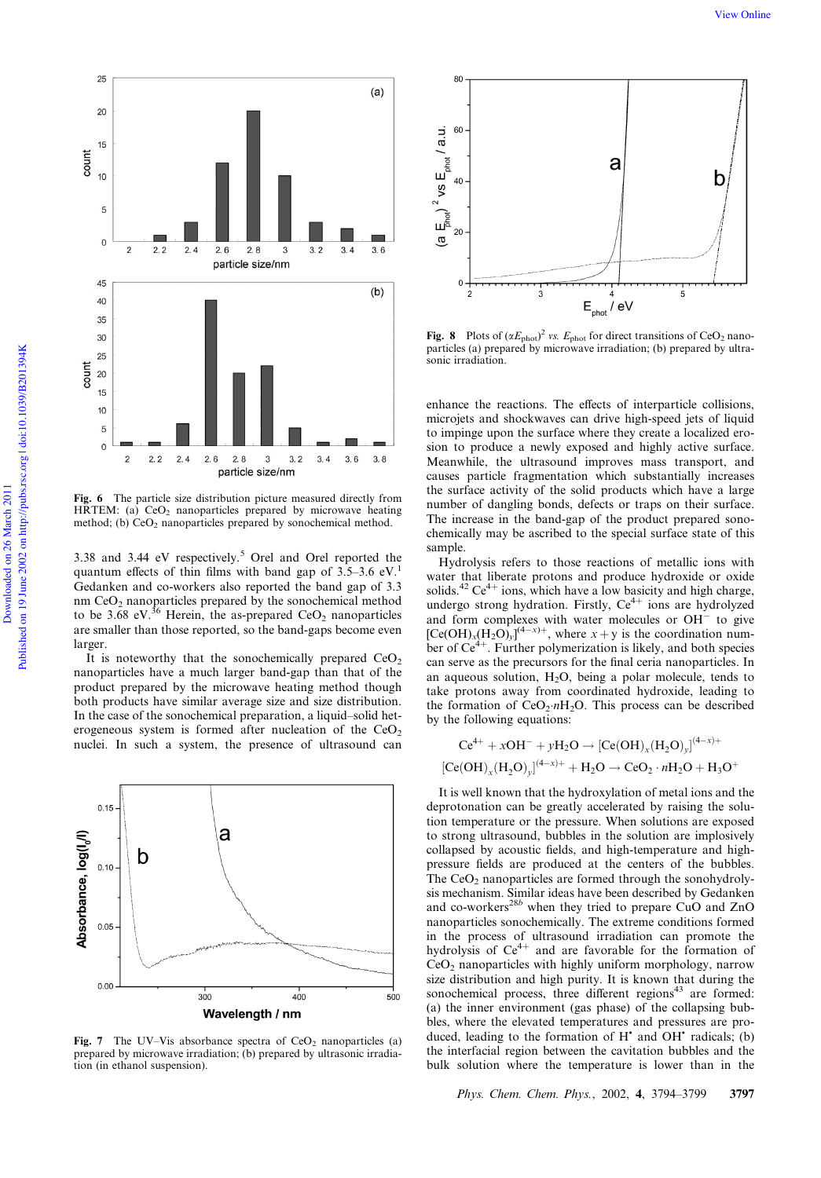Fig. 6 The particle size distribution picture measured directly from HRTEM: (a) $CeO_2$ nanoparticles prepared by microwave heating method; (b) $CeO_2$ nanoparticles prepared by sonochemical method.

3.38 and 3.44 eV respectively.[5] Orel and Orel reported the quantum effects of thin films with band gap of 3.5–3.6 eV.[1] Gedanken and co-workers also reported the band gap of 3.3 nm $CeO_2$ nanoparticles prepared by the sonochemical method to be 3.68 eV.[36] Herein, the as-prepared $CeO_2$ nanoparticles are smaller than those reported, so the band-gaps become even larger.

It is noteworthy that the sonochemically prepared $CeO_2$ nanoparticles have a much larger band-gap than that of the product prepared by the microwave heating method though both products have similar average size and size distribution. In the case of the sonochemical preparation, a liquid–solid heterogeneous system is formed after nucleation of the $CeO_2$ nuclei. In such a system, the presence of ultrasound can enhance the reactions. The effects of interparticle collisions, microjets and shockwaves can drive high-speed jets of liquid to impinge upon the surface where they create a localized erosion to produce a newly exposed and highly active surface. Meanwhile, the ultrasound improves mass transport, and causes particle fragmentation which substantially increases the surface activity of the solid products which have a large number of dangling bonds, defects or traps on their surface. The increase in the band-gap of the product prepared sonochemically may be ascribed to the special surface state of this sample.

Fig. 7 The UV–Vis absorbance spectra of $CeO_2$ nanoparticles (a) prepared by microwave irradiation; (b) prepared by ultrasonic irradiation (in ethanol suspension).

Fig. 8 Plots of $(\alpha E_{phot})^2$ *vs.* $E_{phot}$ for direct transitions of $CeO_2$ nanoparticles (a) prepared by microwave irradiation; (b) prepared by ultrasonic irradiation.

Hydrolysis refers to those reactions of metallic ions with water that liberate protons and produce hydroxide or oxide solids.[42] $Ce^{4+}$ ions, which have a low basicity and high charge, undergo strong hydration. Firstly, $Ce^{4+}$ ions are hydrolyzed and form complexes with water molecules or $OH^-$ to give $[Ce(OH)_x(H_2O)_y]^{(4-x)+}$, where $x+y$ is the coordination number of $Ce^{4+}$. Further polymerization is likely, and both species can serve as the precursors for the final ceria nanoparticles. In an aqueous solution, $H_2O$, being a polar molecule, tends to take protons away from coordinated hydroxide, leading to the formation of $CeO_2{\cdot}nH_2O$. This process can be described by the following equations:

$$Ce^{4+} + xOH^- + yH_2O \rightarrow [Ce(OH)_x(H_2O)_y]^{(4-x)+}$$

$$[Ce(OH)_x(H_2O)_y]^{(4-x)+} + H_2O \rightarrow CeO_2 \cdot nH_2O + H_3O^+$$

It is well known that the hydroxylation of metal ions and the deprotonation can be greatly accelerated by raising the solution temperature or the pressure. When solutions are exposed to strong ultrasound, bubbles in the solution are implosively collapsed by acoustic fields, and high-temperature and high-pressure fields are produced at the centers of the bubbles. The $CeO_2$ nanoparticles are formed through the sonohydrolysis mechanism. Similar ideas have been described by Gedanken and co-workers[28b] when they tried to prepare CuO and ZnO nanoparticles sonochemically. The extreme conditions formed in the process of ultrasound irradiation can promote the hydrolysis of $Ce^{4+}$ and are favorable for the formation of $CeO_2$ nanoparticles with highly uniform morphology, narrow size distribution and high purity. It is known that during the sonochemical process, three different regions[43] are formed: (a) the inner environment (gas phase) of the collapsing bubbles, where the elevated temperatures and pressures are produced, leading to the formation of $H^{\bullet}$ and $OH^{\bullet}$ radicals; (b) the interfacial region between the cavitation bubbles and the bulk solution where the temperature is lower than in the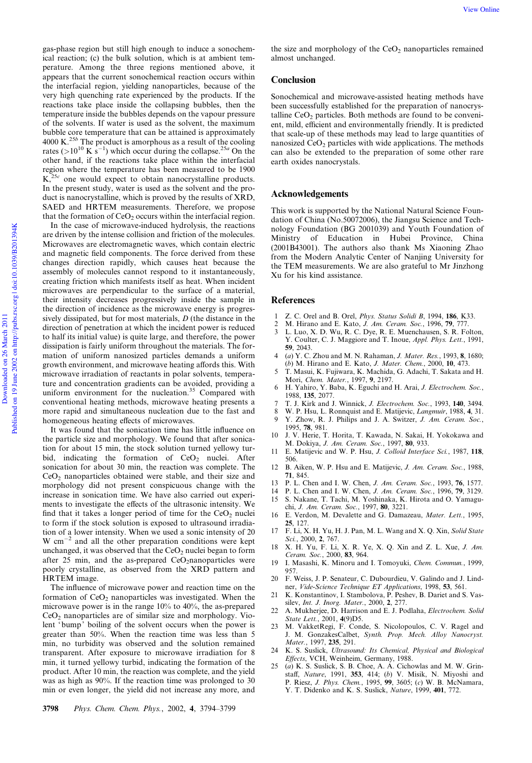gas-phase region but still high enough to induce a sonochemical reaction; (c) the bulk solution, which is at ambient temperature. Among the three regions mentioned above, it appears that the current sonochemical reaction occurs within the interfacial region, yielding nanoparticles, because of the very high quenching rate experienced by the products. If the reactions take place inside the collapsing bubbles, then the temperature inside the bubbles depends on the vapour pressure of the solvents. If water is used as the solvent, the maximum bubble core temperature that can be attained is approximately 4000 K.[25b] The product is amorphous as a result of the cooling rates ($>10^{10}$ K $s^{-1}$) which occur during the collapse.[25a] On the other hand, if the reactions take place within the interfacial region where the temperature has been measured to be 1900 K,[25c] one would expect to obtain nanocrystalline products. In the present study, water is used as the solvent and the product is nanocrystalline, which is proved by the results of XRD, SAED and HRTEM measurements. Therefore, we propose that the formation of $CeO_2$ occurs within the interfacial region.

In the case of microwave-induced hydrolysis, the reactions are driven by the intense collision and friction of the molecules. Microwaves are electromagnetic waves, which contain electric and magnetic field components. The force derived from these changes direction rapidly, which causes heat because the assembly of molecules cannot respond to it instantaneously, creating friction which manifests itself as heat. When incident microwaves are perpendicular to the surface of a material, their intensity decreases progressively inside the sample in the direction of incidence as the microwave energy is progressively dissipated, but for most materials, $D$ (the distance in the direction of penetration at which the incident power is reduced to half its initial value) is quite large, and therefore, the power dissipation is fairly uniform throughout the materials. The formation of uniform nanosized particles demands a uniform growth environment, and microwave heating affords this. With microwave irradiation of reactants in polar solvents, temperature and concentration gradients can be avoided, providing a uniform environment for the nucleation.[35] Compared with conventional heating methods, microwave heating presents a more rapid and simultaneous nucleation due to the fast and homogeneous heating effects of microwaves.

It was found that the sonication time has little influence on the particle size and morphology. We found that after sonication for about 15 min, the stock solution turned yellowy turbid, indicating the formation of $CeO_2$ nuclei. After sonication for about 30 min, the reaction was complete. The $CeO_2$ nanoparticles obtained were stable, and their size and morphology did not present conspicuous change with the increase in sonication time. We have also carried out experiments to investigate the effects of the ultrasonic intensity. We find that it takes a longer period of time for the $CeO_2$ nuclei to form if the stock solution is exposed to ultrasound irradiation of a lower intensity. When we used a sonic intensity of 20 W $cm^{-2}$ and all the other preparation conditions were kept unchanged, it was observed that the $CeO_2$ nuclei began to form after 25 min, and the as-prepared $CeO_2$nanoparticles were poorly crystalline, as observed from the XRD pattern and HRTEM image.

The influence of microwave power and reaction time on the formation of $CeO_2$ nanoparticles was investigated. When the microwave power is in the range 10% to 40%, the as-prepared $CeO_2$ nanoparticles are of similar size and morphology. Violent 'bump' boiling of the solvent occurs when the power is greater than 50%. When the reaction time was less than 5 min, no turbidity was observed and the solution remained transparent. After exposure to microwave irradiation for 8 min, it turned yellowy turbid, indicating the formation of the product. After 10 min, the reaction was complete, and the yield was as high as 90%. If the reaction time was prolonged to 30 min or even longer, the yield did not increase any more, and the size and morphology of the $CeO_2$ nanoparticles remained almost unchanged.

## Conclusion

Sonochemical and microwave-assisted heating methods have been successfully established for the preparation of nanocrystalline $CeO_2$ particles. Both methods are found to be convenient, mild, efficient and environmentally friendly. It is predicted that scale-up of these methods may lead to large quantities of nanosized $CeO_2$ particles with wide applications. The methods can also be extended to the preparation of some other rare earth oxides nanocrystals.

## Acknowledgements

This work is supported by the National Natural Science Foundation of China (No.50072006), the Jiangsu Science and Technology Foundation (BG 2001039) and Youth Foundation of Ministry of Education in Hubei Province, China (2001B43001). The authors also thank Ms Xiaoning Zhao from the Modern Analytic Center of Nanjing University for the TEM measurements. We are also grateful to Mr Jinzhong Xu for his kind assistance.

## References

1. Z. C. Orel and B. Orel, *Phys. Status Solidi B*, 1994, **186**, K33.
2. M. Hirano and E. Kato, *J. Am. Ceram. Soc.*, 1996, **79**, 777.
3. L. Luo, X. D. Wu, R. C. Dye, R. E. Muenchausen, S. R. Folton, Y. Coulter, C. J. Maggiore and T. Inoue, *Appl. Phys. Lett.*, 1991, **59**, 2043.
4. (*a*) Y. C. Zhou and M. N. Rahaman, *J. Mater. Res.*, 1993, **8**, 1680; (*b*) M. Hirano and E. Kato, *J. Mater. Chem.*, 2000, **10**, 473.
5. T. Masui, K. Fujiwara, K. Machida, G. Adachi, T. Sakata and H. Mori, *Chem. Mater.*, 1997, **9**, 2197.
6. H. Yahiro, Y. Baba, K. Eguchi and H. Arai, *J. Electrochem. Soc.*, 1988, **135**, 2077.
7. T. J. Kirk and J. Winnick, *J. Electrochem. Soc.*, 1993, **140**, 3494.
8. W. P. Hsu, L. Ronnquist and E. Matijevic, *Langmuir*, 1988, **4**, 31.
9. Y. Zhow, R. J. Philips and J. A. Switzer, *J. Am. Ceram. Soc.*, 1995, **78**, 981.
10. J. V. Herie, T. Horita, T. Kawada, N. Sakai, H. Yokokawa and M. Dokiya, *J. Am. Ceram. Soc.*, 1997, **80**, 933.
11. E. Matijevic and W. P. Hsu, *J. Colloid Interface Sci.*, 1987, **118**, 506.
12. B. Aiken, W. P. Hsu and E. Matijevic, *J. Am. Ceram. Soc.*, 1988, **71**, 845.
13. P. L. Chen and I. W. Chen, *J. Am. Ceram. Soc.*, 1993, **76**, 1577.
14. P. L. Chen and I. W. Chen, *J. Am. Ceram. Soc.*, 1996, **79**, 3129.
15. S. Nakane, T. Tachi, M. Yoshinaka, K. Hirota and O. Yamaguchi, *J. Am. Ceram. Soc.*, 1997, **80**, 3221.
16. E. Verdon, M. Devalette and G. Damazeau, *Mater. Lett.*, 1995, **25**, 127.
17. F. Li, X. H. Yu, H. J. Pan, M. L. Wang and X. Q. Xin, *Solid State Sci.*, 2000, **2**, 767.
18. X. H. Yu, F. Li, X. R. Ye, X. Q. Xin and Z. L. Xue, *J. Am. Ceram. Soc.*, 2000, **83**, 964.
19. I. Masashi, K. Minoru and I. Tomoyuki, *Chem. Commun.*, 1999, 957.
20. F. Weiss, J. P. Senateur, C. Dubourdieu, V. Galindo and J. Lindner, *Vide-Science Technique ET Applications*, 1998, **53**, 561.
21. K. Konstantinov, I. Stambolova, P. Peshev, B. Dariet and S. Vassilev, *Int. J. Inorg. Mater.*, 2000, **2**, 277.
22. A. Mukherjee, D. Harrison and E. J. Podlaha, *Electrochem. Solid State Lett.*, 2001, **4**(9)D5.
23. M. VakketRegi, F. Conde, S. Nicolopoulos, C. V. Ragel and J. M. GonzakesCalbet, *Synth. Prop. Mech. Alloy Nanocryst. Mater.*, 1997, **235**, 291.
24. K. S. Suslick, *Ultrasound: Its Chemical, Physical and Biological Effects*, VCH, Weinheim, Germany, 1988.
25. (*a*) K. S. Suslick, S. B. Choe, A. A. Cichowlas and M. W. Grinstaff, *Nature*, 1991, **353**, 414; (*b*) V. Misik, N. Miyoshi and P. Riesz, *J. Phys. Chem.*, 1995, **99**, 3605; (*c*) W. B. McNamara, Y. T. Didenko and K. S. Suslick, *Nature*, 1999, **401**, 772.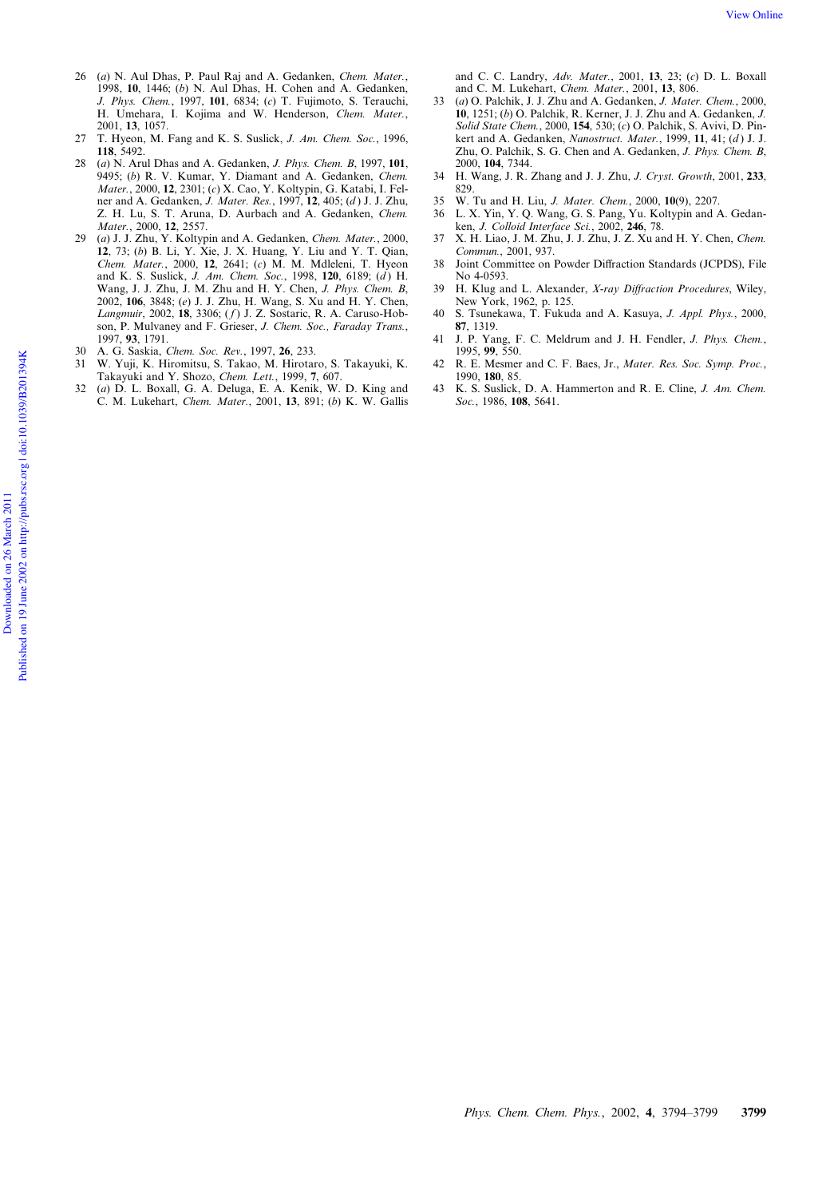26 (*a*) N. Aul Dhas, P. Paul Raj and A. Gedanken, *Chem. Mater.*, 1998, **10**, 1446; (*b*) N. Aul Dhas, H. Cohen and A. Gedanken, *J. Phys. Chem.*, 1997, **101**, 6834; (*c*) T. Fujimoto, S. Terauchi, H. Umehara, I. Kojima and W. Henderson, *Chem. Mater.*, 2001, **13**, 1057.

27 T. Hyeon, M. Fang and K. S. Suslick, *J. Am. Chem. Soc.*, 1996, **118**, 5492.

28 (*a*) N. Arul Dhas and A. Gedanken, *J. Phys. Chem. B*, 1997, **101**, 9495; (*b*) R. V. Kumar, Y. Diamant and A. Gedanken, *Chem. Mater.*, 2000, **12**, 2301; (*c*) X. Cao, Y. Koltypin, G. Katabi, I. Felner and A. Gedanken, *J. Mater. Res.*, 1997, **12**, 405; (*d*) J. J. Zhu, Z. H. Lu, S. T. Aruna, D. Aurbach and A. Gedanken, *Chem. Mater.*, 2000, **12**, 2557.

29 (*a*) J. J. Zhu, Y. Koltypin and A. Gedanken, *Chem. Mater.*, 2000, **12**, 73; (*b*) B. Li, Y. Xie, J. X. Huang, Y. Liu and Y. T. Qian, *Chem. Mater.*, 2000, **12**, 2641; (*c*) M. M. Mdleleni, T. Hyeon and K. S. Suslick, *J. Am. Chem. Soc.*, 1998, **120**, 6189; (*d*) H. Wang, J. J. Zhu, J. M. Zhu and H. Y. Chen, *J. Phys. Chem. B*, 2002, **106**, 3848; (*e*) J. J. Zhu, H. Wang, S. Xu and H. Y. Chen, *Langmuir*, 2002, **18**, 3306; (*f*) J. Z. Sostaric, R. A. Caruso-Hobson, P. Mulvaney and F. Grieser, *J. Chem. Soc., Faraday Trans.*, 1997, **93**, 1791.

30 A. G. Saskia, *Chem. Soc. Rev.*, 1997, **26**, 233.

31 W. Yuji, K. Hiromitsu, S. Takao, M. Hirotaro, S. Takayuki, K. Takayuki and Y. Shozo, *Chem. Lett.*, 1999, **7**, 607.

32 (*a*) D. L. Boxall, G. A. Deluga, E. A. Kenik, W. D. King and C. M. Lukehart, *Chem. Mater.*, 2001, **13**, 891; (*b*) K. W. Gallis and C. C. Landry, *Adv. Mater.*, 2001, **13**, 23; (*c*) D. L. Boxall and C. M. Lukehart, *Chem. Mater.*, 2001, **13**, 806.

33 (*a*) O. Palchik, J. J. Zhu and A. Gedanken, *J. Mater. Chem.*, 2000, **10**, 1251; (*b*) O. Palchik, R. Kerner, J. J. Zhu and A. Gedanken, *J. Solid State Chem.*, 2000, **154**, 530; (*c*) O. Palchik, S. Avivi, D. Pinkert and A. Gedanken, *Nanostruct. Mater.*, 1999, **11**, 41; (*d*) J. J. Zhu, O. Palchik, S. G. Chen and A. Gedanken, *J. Phys. Chem. B*, 2000, **104**, 7344.

34 H. Wang, J. R. Zhang and J. J. Zhu, *J. Cryst. Growth*, 2001, **233**, 829.

35 W. Tu and H. Liu, *J. Mater. Chem.*, 2000, **10**(9), 2207.

36 L. X. Yin, Y. Q. Wang, G. S. Pang, Yu. Koltypin and A. Gedanken, *J. Colloid Interface Sci.*, 2002, **246**, 78.

37 X. H. Liao, J. M. Zhu, J. J. Zhu, J. Z. Xu and H. Y. Chen, *Chem. Commun.*, 2001, 937.

38 Joint Committee on Powder Diffraction Standards (JCPDS), File No 4-0593.

39 H. Klug and L. Alexander, *X-ray Diffraction Procedures*, Wiley, New York, 1962, p. 125.

40 S. Tsunekawa, T. Fukuda and A. Kasuya, *J. Appl. Phys.*, 2000, **87**, 1319.

41 J. P. Yang, F. C. Meldrum and J. H. Fendler, *J. Phys. Chem.*, 1995, **99**, 550.

42 R. E. Mesmer and C. F. Baes, Jr., *Mater. Res. Soc. Symp. Proc.*, 1990, **180**, 85.

43 K. S. Suslick, D. A. Hammerton and R. E. Cline, *J. Am. Chem. Soc.*, 1986, **108**, 5641.